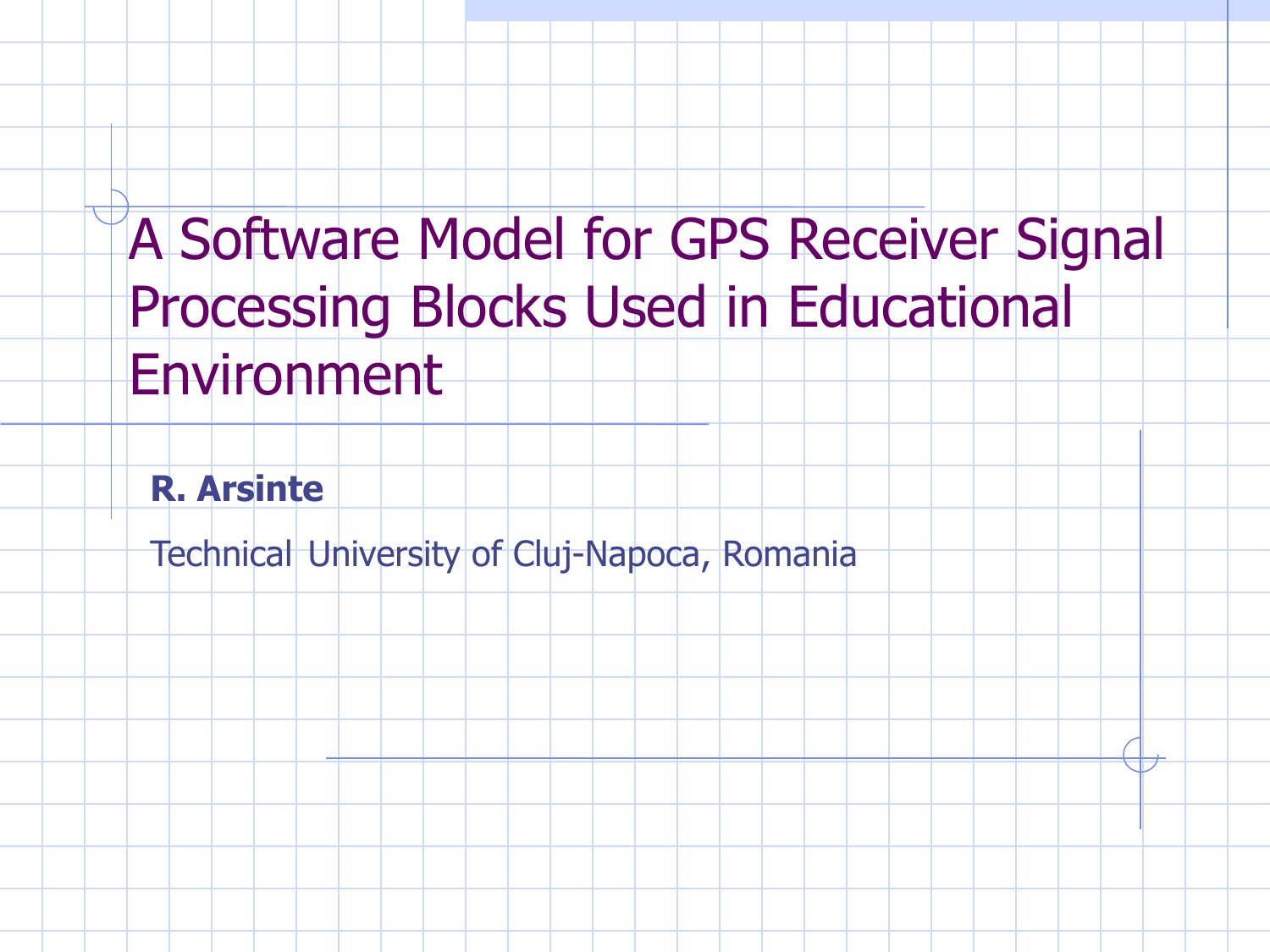# A Software Model for GPS Receiver Signal Processing Blocks Used in Educational Environment

**R. Arsinte**

Technical University of Cluj-Napoca, Romania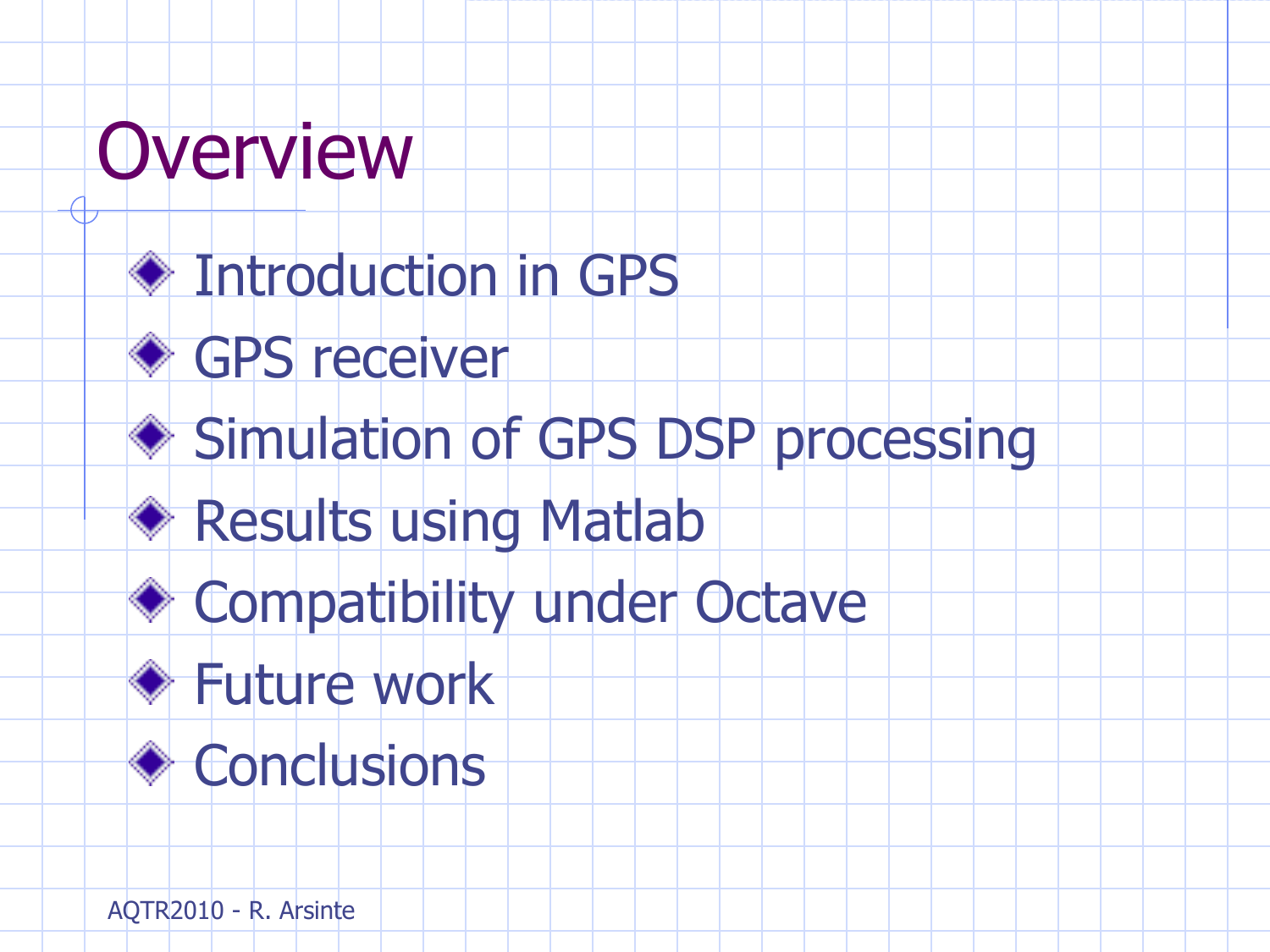# Overview

- Introduction in GPS
- GPS receiver
- Simulation of GPS DSP processing
- Results using Matlab
- Compatibility under Octave
- Future work
- Conclusions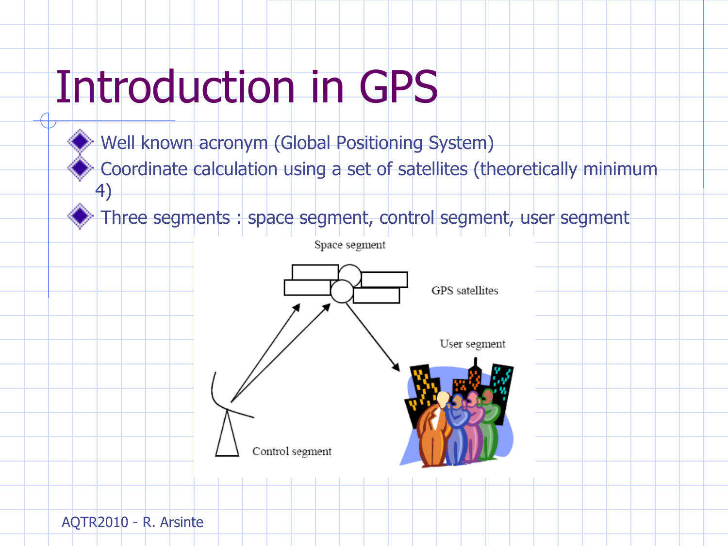# Introduction in GPS

- Well known acronym (Global Positioning System)
- Coordinate calculation using a set of satellites (theoretically minimum 4)
- Three segments : space segment, control segment, user segment

Space segment

GPS satellites

User segment

Control segment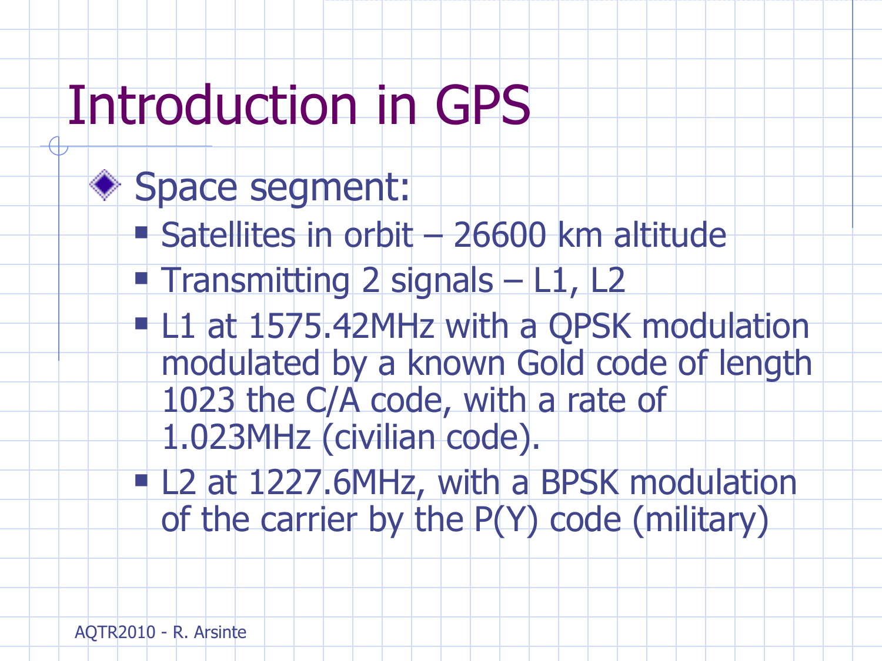# Introduction in GPS

- Space segment:
  - Satellites in orbit – 26600 km altitude
  - Transmitting 2 signals – L1, L2
  - L1 at 1575.42MHz with a QPSK modulation modulated by a known Gold code of length 1023 the C/A code, with a rate of 1.023MHz (civilian code).
  - L2 at 1227.6MHz, with a BPSK modulation of the carrier by the P(Y) code (military)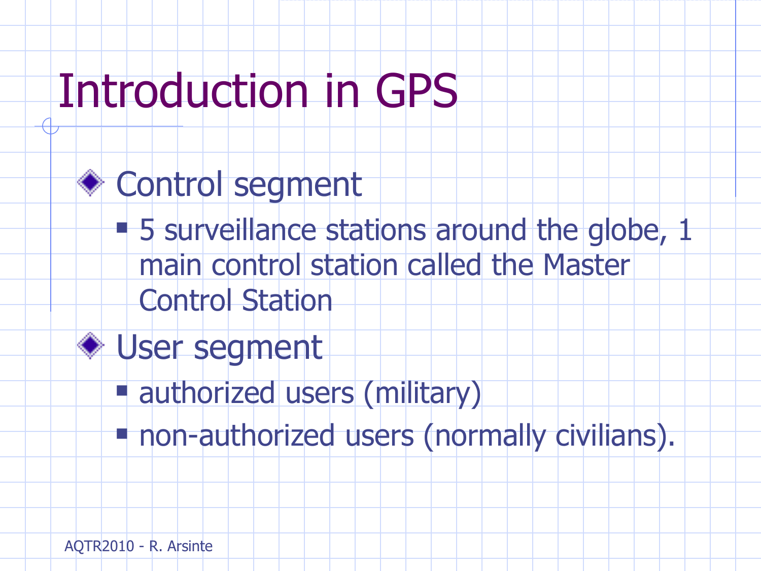# Introduction in GPS

- Control segment
  - 5 surveillance stations around the globe, 1 main control station called the Master Control Station
- User segment
  - authorized users (military)
  - non-authorized users (normally civilians).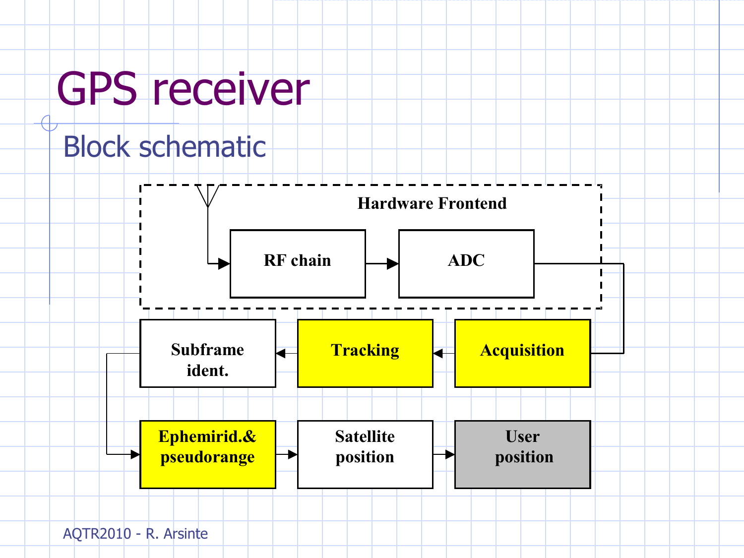# GPS receiver

## Block schematic

Hardware Frontend

RF chain → ADC

Acquisition → Tracking → Subframe ident.

Ephemirid.& pseudorange → Satellite position → User position

AQTR2010 - R. Arsinte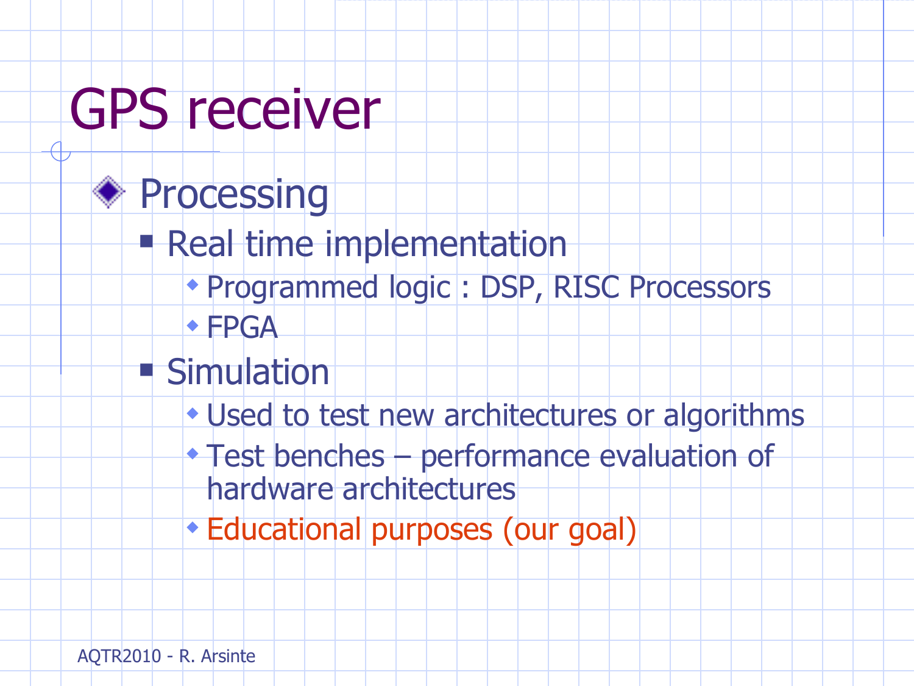# GPS receiver

- Processing
  - Real time implementation
    - Programmed logic : DSP, RISC Processors
    - FPGA
  - Simulation
    - Used to test new architectures or algorithms
    - Test benches – performance evaluation of hardware architectures
    - Educational purposes (our goal)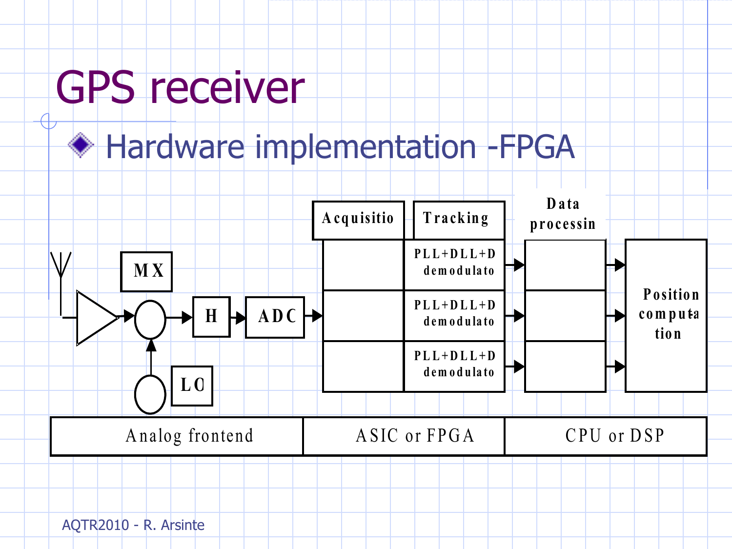# GPS receiver

- Hardware implementation -FPGA

MX

H

ADC

LO

Acquisitio

Tracking

Data processin

PLL+DLL+D demodulato

PLL+DLL+D demodulato

PLL+DLL+D demodulato

Position computa tion

| Analog frontend | ASIC or FPGA | CPU or DSP |
|---|---|---|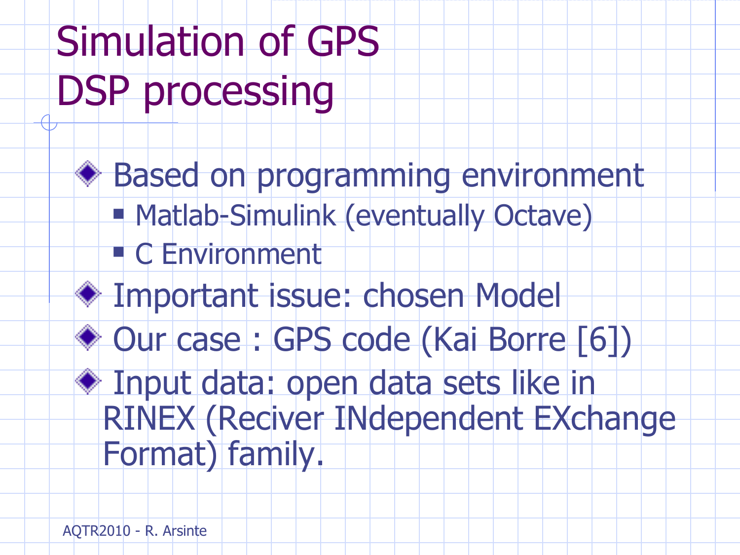# Simulation of GPS DSP processing

- Based on programming environment
  - Matlab-Simulink (eventually Octave)
  - C Environment
- Important issue: chosen Model
- Our case : GPS code (Kai Borre [6])
- Input data: open data sets like in RINEX (Reciver INdependent EXchange Format) family.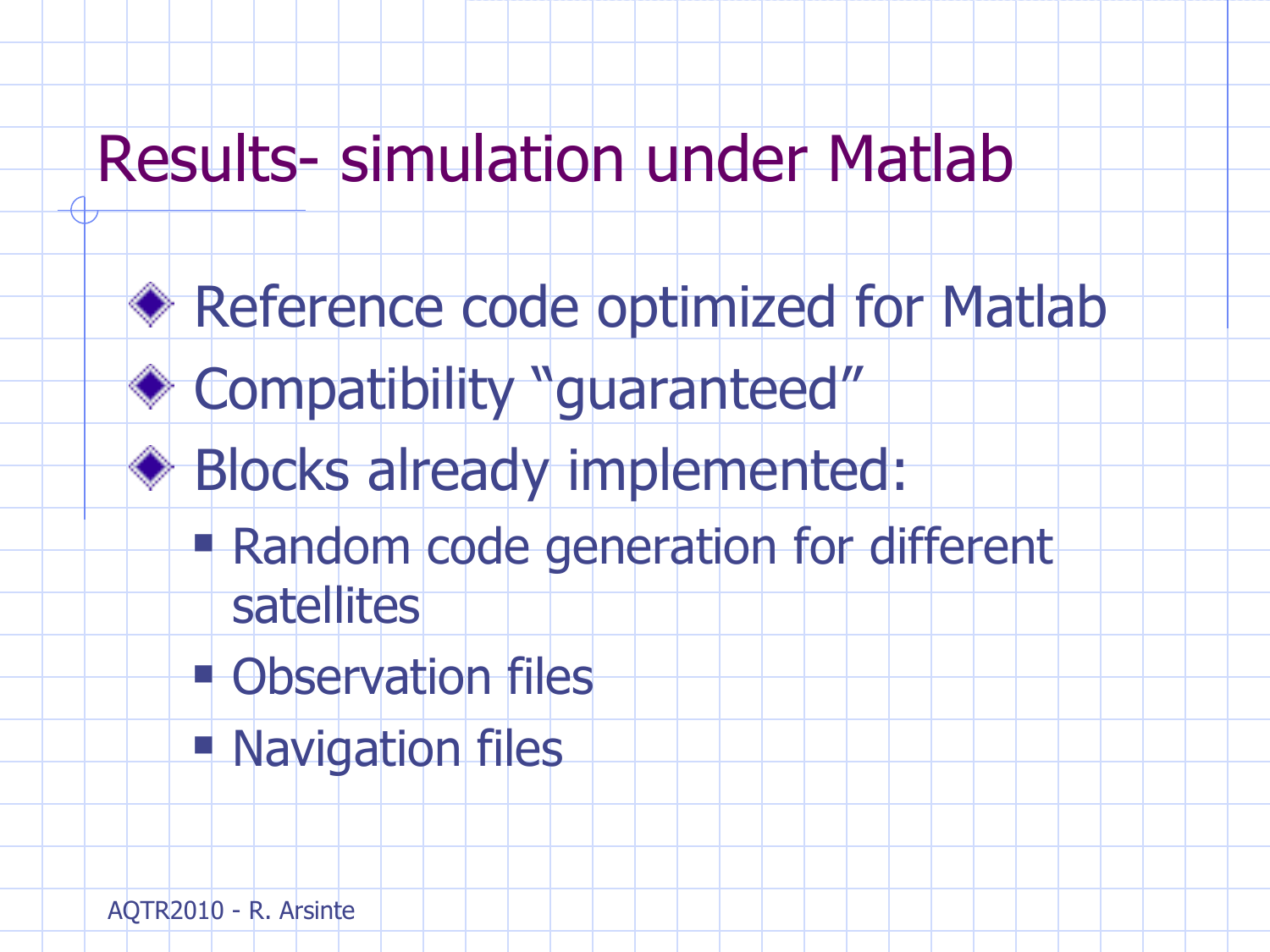# Results- simulation under Matlab

- Reference code optimized for Matlab
- Compatibility “guaranteed”
- Blocks already implemented:
  - Random code generation for different satellites
  - Observation files
  - Navigation files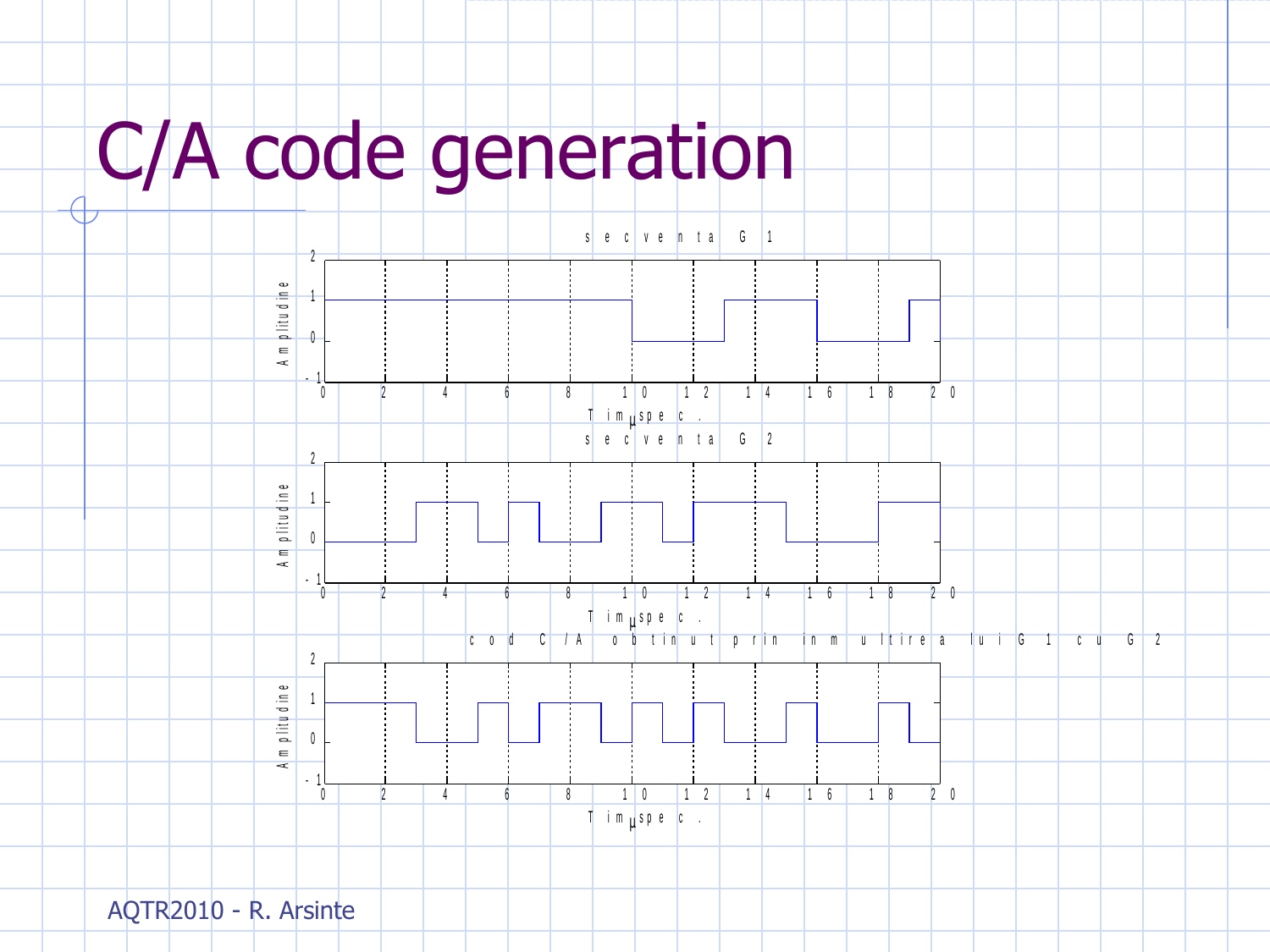# C/A code generation

secventa G1

secventa G2

cod C/A obtinut prin inmultirea lui G1 cu G2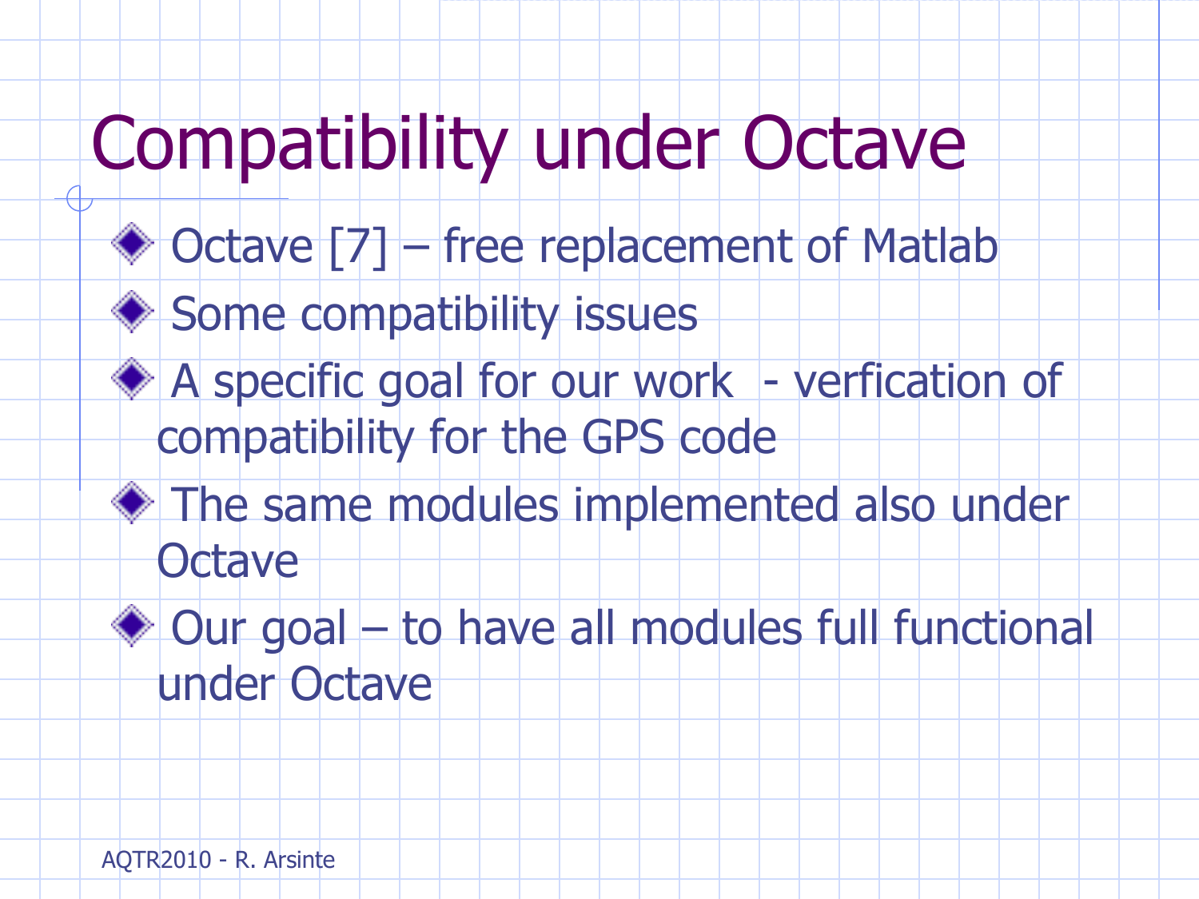# Compatibility under Octave

- Octave [7] – free replacement of Matlab
- Some compatibility issues
- A specific goal for our work  - verfication of compatibility for the GPS code
- The same modules implemented also under Octave
- Our goal – to have all modules full functional under Octave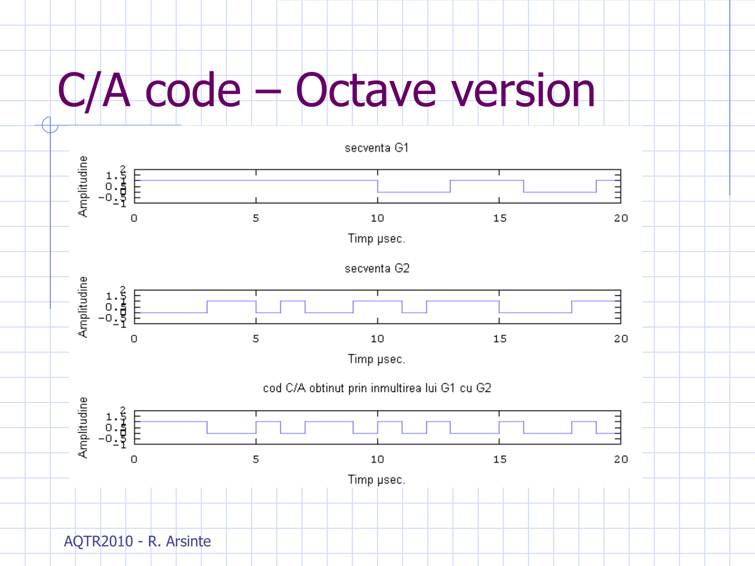# C/A code – Octave version

secventa G1

Amplitudine

Timp µsec.

secventa G2

Amplitudine

Timp µsec.

cod C/A obtinut prin inmultirea lui G1 cu G2

Amplitudine

Timp µsec.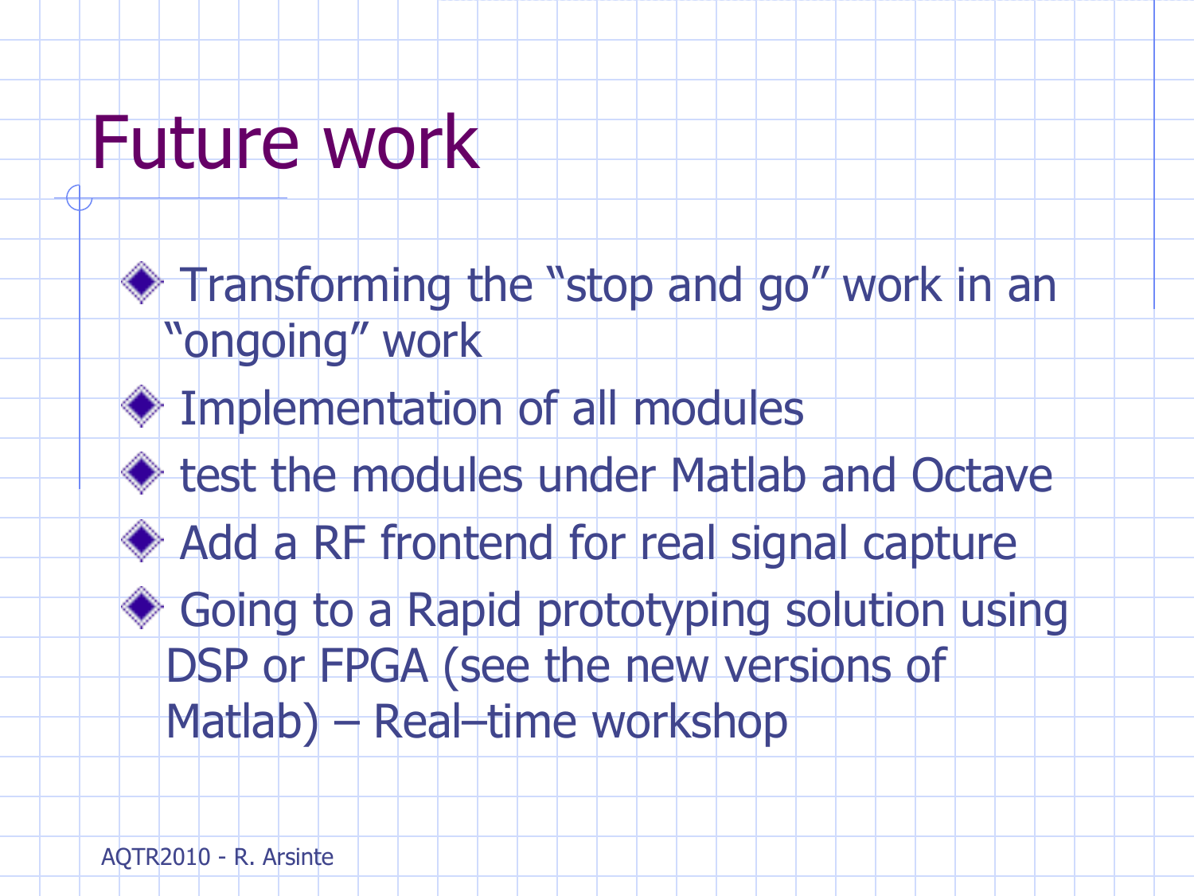# Future work

- Transforming the “stop and go” work in an “ongoing” work
- Implementation of all modules
- test the modules under Matlab and Octave
- Add a RF frontend for real signal capture
- Going to a Rapid prototyping solution using DSP or FPGA (see the new versions of Matlab) – Real–time workshop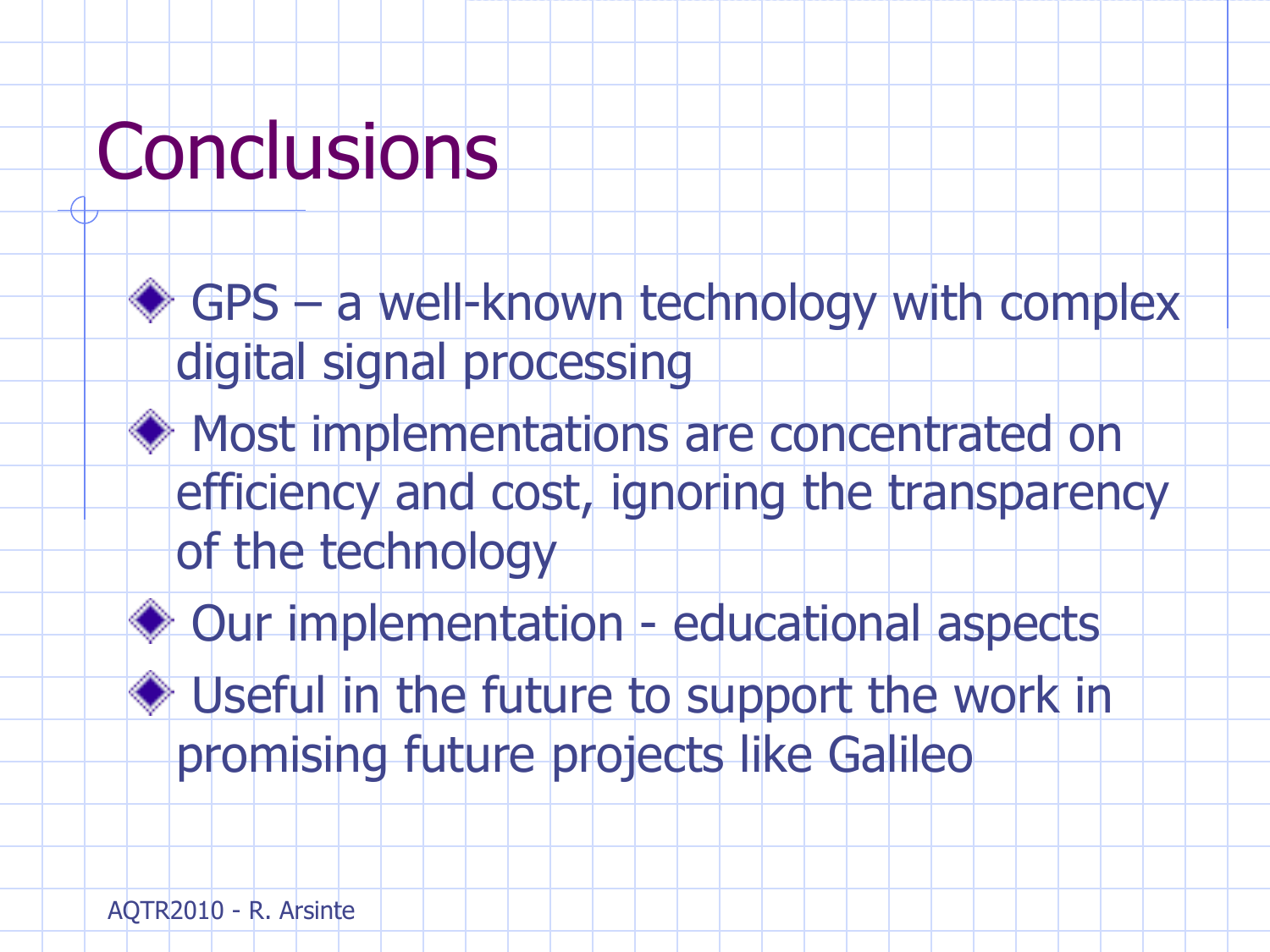# Conclusions

- GPS – a well-known technology with complex digital signal processing
- Most implementations are concentrated on efficiency and cost, ignoring the transparency of the technology
- Our implementation - educational aspects
- Useful in the future to support the work in promising future projects like Galileo